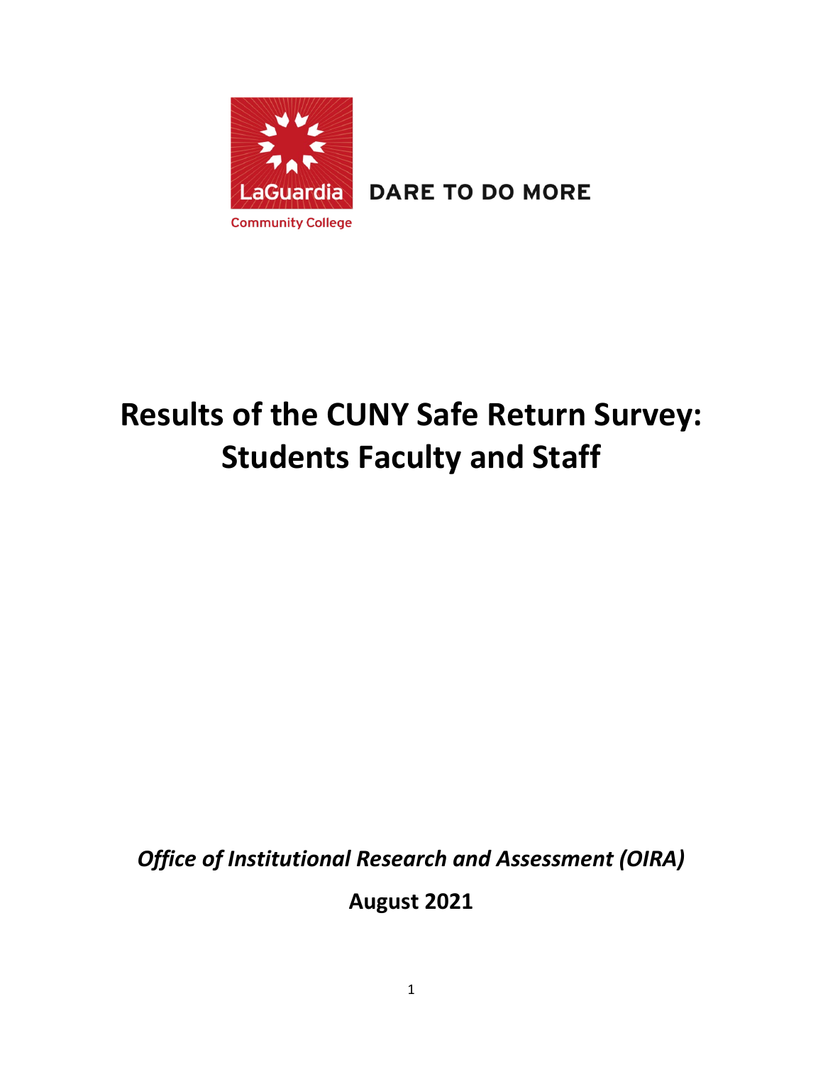LaGuardia Community College

DARE TO DO MORE

# Results of the CUNY Safe Return Survey: Students Faculty and Staff

*Office of Institutional Research and Assessment (OIRA)*

**August 2021**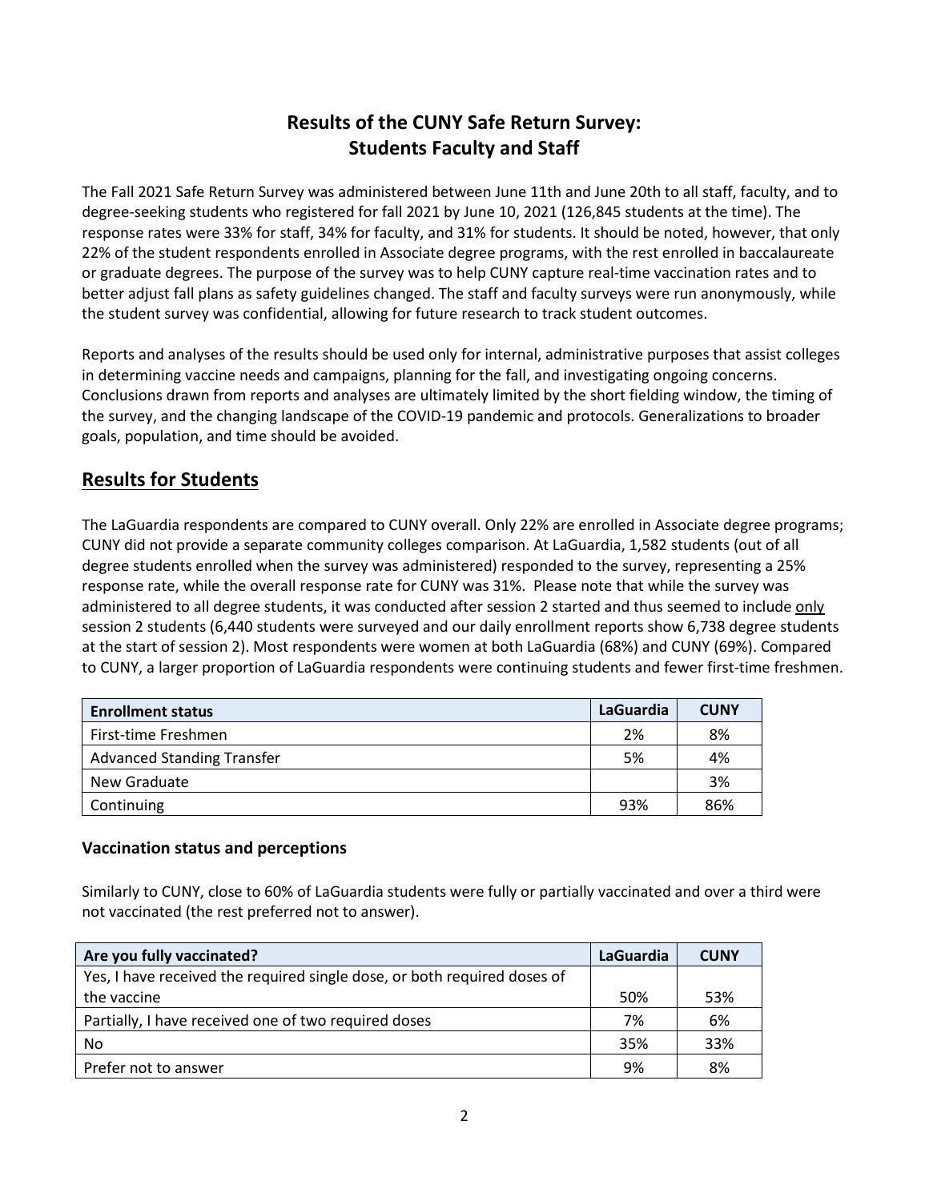# Results of the CUNY Safe Return Survey: Students Faculty and Staff

The Fall 2021 Safe Return Survey was administered between June 11th and June 20th to all staff, faculty, and to degree-seeking students who registered for fall 2021 by June 10, 2021 (126,845 students at the time). The response rates were 33% for staff, 34% for faculty, and 31% for students. It should be noted, however, that only 22% of the student respondents enrolled in Associate degree programs, with the rest enrolled in baccalaureate or graduate degrees. The purpose of the survey was to help CUNY capture real-time vaccination rates and to better adjust fall plans as safety guidelines changed. The staff and faculty surveys were run anonymously, while the student survey was confidential, allowing for future research to track student outcomes.

Reports and analyses of the results should be used only for internal, administrative purposes that assist colleges in determining vaccine needs and campaigns, planning for the fall, and investigating ongoing concerns. Conclusions drawn from reports and analyses are ultimately limited by the short fielding window, the timing of the survey, and the changing landscape of the COVID-19 pandemic and protocols. Generalizations to broader goals, population, and time should be avoided.

## Results for Students

The LaGuardia respondents are compared to CUNY overall. Only 22% are enrolled in Associate degree programs; CUNY did not provide a separate community colleges comparison. At LaGuardia, 1,582 students (out of all degree students enrolled when the survey was administered) responded to the survey, representing a 25% response rate, while the overall response rate for CUNY was 31%. Please note that while the survey was administered to all degree students, it was conducted after session 2 started and thus seemed to include only session 2 students (6,440 students were surveyed and our daily enrollment reports show 6,738 degree students at the start of session 2). Most respondents were women at both LaGuardia (68%) and CUNY (69%). Compared to CUNY, a larger proportion of LaGuardia respondents were continuing students and fewer first-time freshmen.

| Enrollment status | LaGuardia | CUNY |
| --- | --- | --- |
| First-time Freshmen | 2% | 8% |
| Advanced Standing Transfer | 5% | 4% |
| New Graduate | | 3% |
| Continuing | 93% | 86% |

### Vaccination status and perceptions

Similarly to CUNY, close to 60% of LaGuardia students were fully or partially vaccinated and over a third were not vaccinated (the rest preferred not to answer).

| Are you fully vaccinated? | LaGuardia | CUNY |
| --- | --- | --- |
| Yes, I have received the required single dose, or both required doses of the vaccine | 50% | 53% |
| Partially, I have received one of two required doses | 7% | 6% |
| No | 35% | 33% |
| Prefer not to answer | 9% | 8% |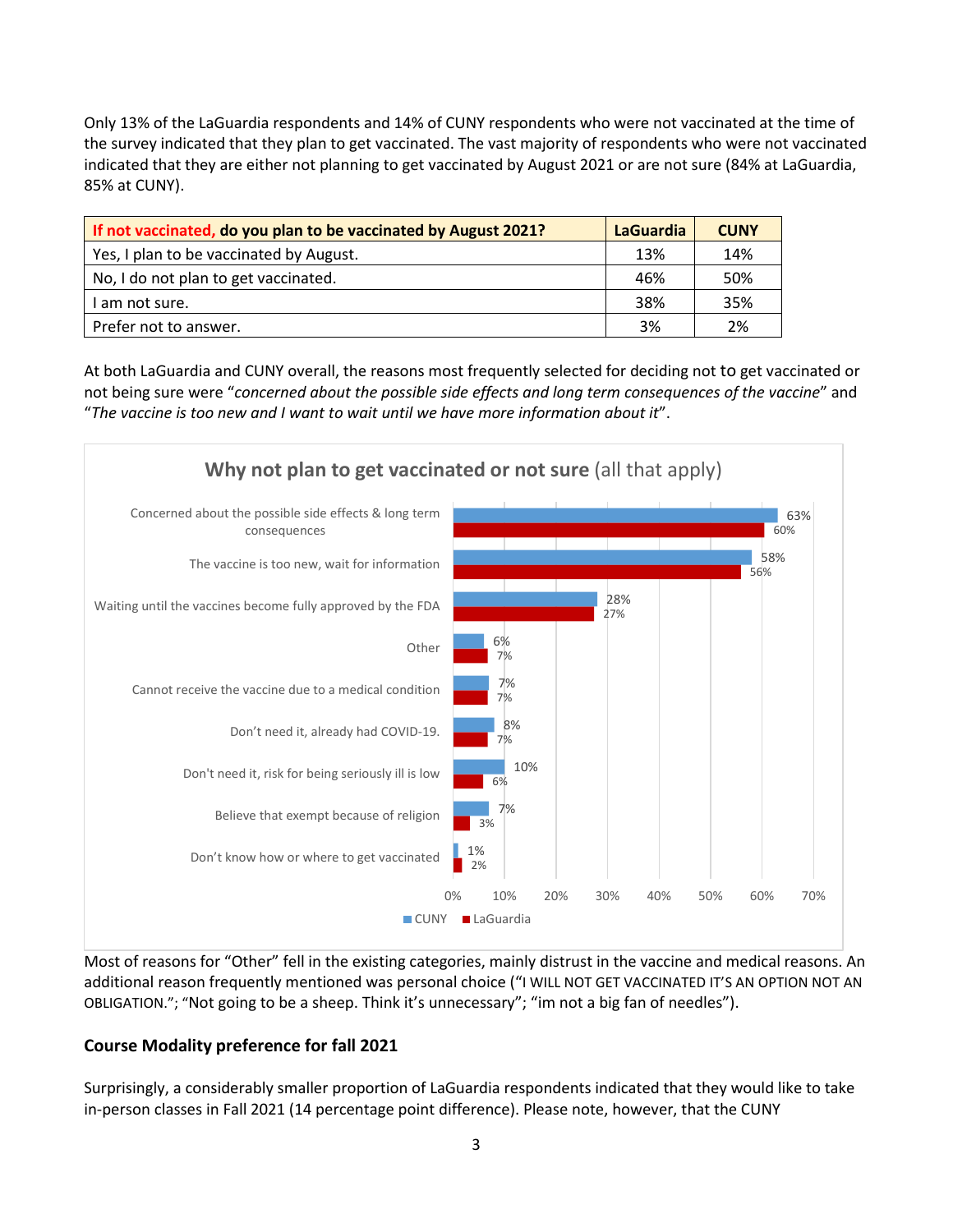Only 13% of the LaGuardia respondents and 14% of CUNY respondents who were not vaccinated at the time of the survey indicated that they plan to get vaccinated. The vast majority of respondents who were not vaccinated indicated that they are either not planning to get vaccinated by August 2021 or are not sure (84% at LaGuardia, 85% at CUNY).

| **If not vaccinated, do you plan to be vaccinated by August 2021?** | **LaGuardia** | **CUNY** |
|---|---|---|
| Yes, I plan to be vaccinated by August. | 13% | 14% |
| No, I do not plan to get vaccinated. | 46% | 50% |
| I am not sure. | 38% | 35% |
| Prefer not to answer. | 3% | 2% |

At both LaGuardia and CUNY overall, the reasons most frequently selected for deciding not to get vaccinated or not being sure were "*concerned about the possible side effects and long term consequences of the vaccine*" and "*The vaccine is too new and I want to wait until we have more information about it*".

**Why not plan to get vaccinated or not sure** (all that apply)

| Reason | CUNY | LaGuardia |
|---|---|---|
| Concerned about the possible side effects & long term consequences | 63% | 60% |
| The vaccine is too new, wait for information | 58% | 56% |
| Waiting until the vaccines become fully approved by the FDA | 28% | 27% |
| Other | 6% | 7% |
| Cannot receive the vaccine due to a medical condition | 7% | 7% |
| Don't need it, already had COVID-19. | 8% | 7% |
| Don't need it, risk for being seriously ill is low | 10% | 6% |
| Believe that exempt because of religion | 7% | 3% |
| Don't know how or where to get vaccinated | 1% | 2% |

Most of reasons for "Other" fell in the existing categories, mainly distrust in the vaccine and medical reasons. An additional reason frequently mentioned was personal choice ("I WILL NOT GET VACCINATED IT'S AN OPTION NOT AN OBLIGATION."; "Not going to be a sheep. Think it's unnecessary"; "im not a big fan of needles").

### Course Modality preference for fall 2021

Surprisingly, a considerably smaller proportion of LaGuardia respondents indicated that they would like to take in-person classes in Fall 2021 (14 percentage point difference). Please note, however, that the CUNY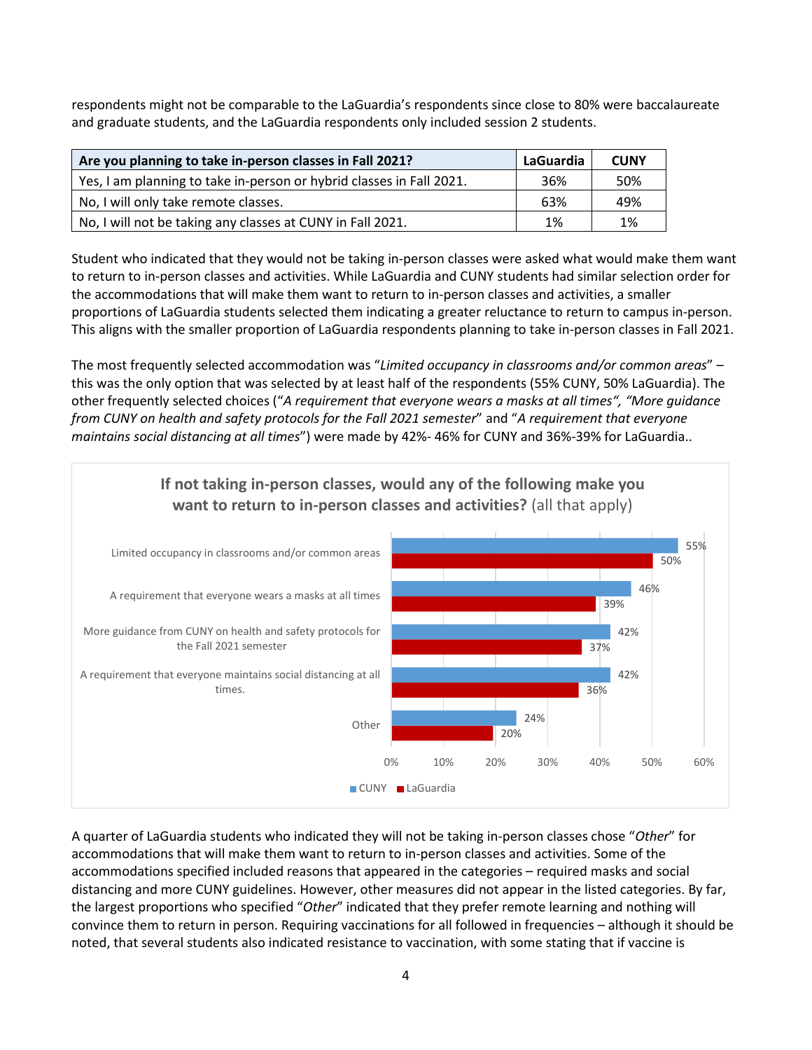respondents might not be comparable to the LaGuardia's respondents since close to 80% were baccalaureate and graduate students, and the LaGuardia respondents only included session 2 students.

| Are you planning to take in-person classes in Fall 2021? | LaGuardia | CUNY |
|---|---|---|
| Yes, I am planning to take in-person or hybrid classes in Fall 2021. | 36% | 50% |
| No, I will only take remote classes. | 63% | 49% |
| No, I will not be taking any classes at CUNY in Fall 2021. | 1% | 1% |

Student who indicated that they would not be taking in-person classes were asked what would make them want to return to in-person classes and activities. While LaGuardia and CUNY students had similar selection order for the accommodations that will make them want to return to in-person classes and activities, a smaller proportions of LaGuardia students selected them indicating a greater reluctance to return to campus in-person. This aligns with the smaller proportion of LaGuardia respondents planning to take in-person classes in Fall 2021.

The most frequently selected accommodation was "*Limited occupancy in classrooms and/or common areas*" – this was the only option that was selected by at least half of the respondents (55% CUNY, 50% LaGuardia). The other frequently selected choices ("*A requirement that everyone wears a masks at all times", "More guidance from CUNY on health and safety protocols for the Fall 2021 semester*" and "*A requirement that everyone maintains social distancing at all times*") were made by 42%- 46% for CUNY and 36%-39% for LaGuardia..

**If not taking in-person classes, would any of the following make you want to return to in-person classes and activities?** (all that apply)

| | CUNY | LaGuardia |
|---|---|---|
| Limited occupancy in classrooms and/or common areas | 55% | 50% |
| A requirement that everyone wears a masks at all times | 46% | 39% |
| More guidance from CUNY on health and safety protocols for the Fall 2021 semester | 42% | 37% |
| A requirement that everyone maintains social distancing at all times. | 42% | 36% |
| Other | 24% | 20% |

A quarter of LaGuardia students who indicated they will not be taking in-person classes chose "*Other*" for accommodations that will make them want to return to in-person classes and activities. Some of the accommodations specified included reasons that appeared in the categories – required masks and social distancing and more CUNY guidelines. However, other measures did not appear in the listed categories. By far, the largest proportions who specified "*Other*" indicated that they prefer remote learning and nothing will convince them to return in person. Requiring vaccinations for all followed in frequencies – although it should be noted, that several students also indicated resistance to vaccination, with some stating that if vaccine is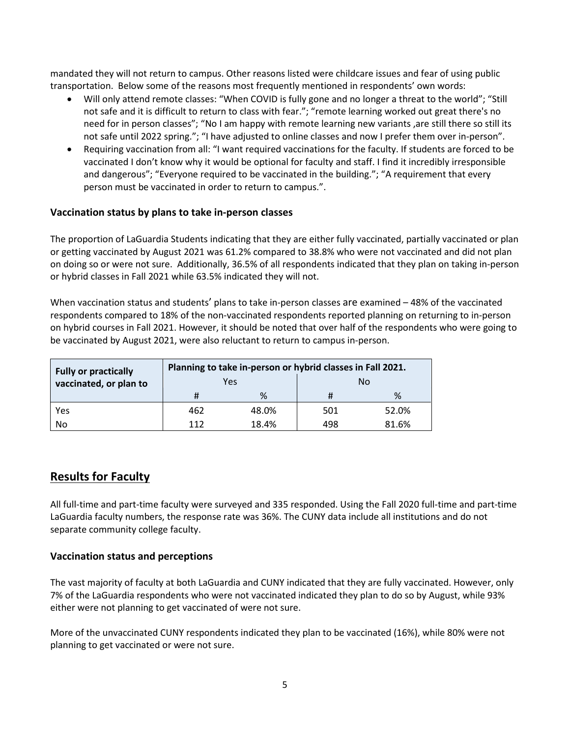mandated they will not return to campus. Other reasons listed were childcare issues and fear of using public transportation. Below some of the reasons most frequently mentioned in respondents' own words:

- Will only attend remote classes: "When COVID is fully gone and no longer a threat to the world"; "Still not safe and it is difficult to return to class with fear."; "remote learning worked out great there's no need for in person classes"; "No I am happy with remote learning new variants ,are still there so still its not safe until 2022 spring."; "I have adjusted to online classes and now I prefer them over in-person".
- Requiring vaccination from all: "I want required vaccinations for the faculty. If students are forced to be vaccinated I don't know why it would be optional for faculty and staff. I find it incredibly irresponsible and dangerous"; "Everyone required to be vaccinated in the building."; "A requirement that every person must be vaccinated in order to return to campus.".

### Vaccination status by plans to take in-person classes

The proportion of LaGuardia Students indicating that they are either fully vaccinated, partially vaccinated or plan or getting vaccinated by August 2021 was 61.2% compared to 38.8% who were not vaccinated and did not plan on doing so or were not sure. Additionally, 36.5% of all respondents indicated that they plan on taking in-person or hybrid classes in Fall 2021 while 63.5% indicated they will not.

When vaccination status and students' plans to take in-person classes are examined – 48% of the vaccinated respondents compared to 18% of the non-vaccinated respondents reported planning on returning to in-person on hybrid courses in Fall 2021. However, it should be noted that over half of the respondents who were going to be vaccinated by August 2021, were also reluctant to return to campus in-person.

| Fully or practically vaccinated, or plan to | Planning to take in-person or hybrid classes in Fall 2021. | | | |
|---|---|---|---|---|
| | Yes | | No | |
| | # | % | # | % |
| Yes | 462 | 48.0% | 501 | 52.0% |
| No | 112 | 18.4% | 498 | 81.6% |

## Results for Faculty

All full-time and part-time faculty were surveyed and 335 responded. Using the Fall 2020 full-time and part-time LaGuardia faculty numbers, the response rate was 36%. The CUNY data include all institutions and do not separate community college faculty.

### Vaccination status and perceptions

The vast majority of faculty at both LaGuardia and CUNY indicated that they are fully vaccinated. However, only 7% of the LaGuardia respondents who were not vaccinated indicated they plan to do so by August, while 93% either were not planning to get vaccinated of were not sure.

More of the unvaccinated CUNY respondents indicated they plan to be vaccinated (16%), while 80% were not planning to get vaccinated or were not sure.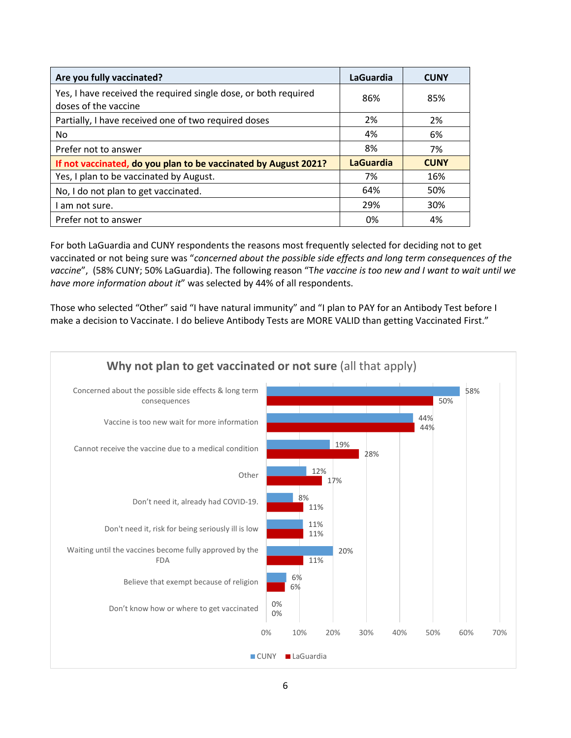| Are you fully vaccinated? | LaGuardia | CUNY |
|---|---|---|
| Yes, I have received the required single dose, or both required doses of the vaccine | 86% | 85% |
| Partially, I have received one of two required doses | 2% | 2% |
| No | 4% | 6% |
| Prefer not to answer | 8% | 7% |
| **If not vaccinated, do you plan to be vaccinated by August 2021?** | **LaGuardia** | **CUNY** |
| Yes, I plan to be vaccinated by August. | 7% | 16% |
| No, I do not plan to get vaccinated. | 64% | 50% |
| I am not sure. | 29% | 30% |
| Prefer not to answer | 0% | 4% |

For both LaGuardia and CUNY respondents the reasons most frequently selected for deciding not to get vaccinated or not being sure was "*concerned about the possible side effects and long term consequences of the vaccine*", (58% CUNY; 50% LaGuardia). The following reason "T*he vaccine is too new and I want to wait until we have more information about it*" was selected by 44% of all respondents.

Those who selected "Other" said "I have natural immunity" and "I plan to PAY for an Antibody Test before I make a decision to Vaccinate. I do believe Antibody Tests are MORE VALID than getting Vaccinated First."

**Why not plan to get vaccinated or not sure** (all that apply)

| Reason | CUNY | LaGuardia |
|---|---|---|
| Concerned about the possible side effects & long term consequences | 58% | 50% |
| Vaccine is too new wait for more information | 44% | 44% |
| Cannot receive the vaccine due to a medical condition | 19% | 28% |
| Other | 12% | 17% |
| Don't need it, already had COVID-19. | 8% | 11% |
| Don't need it, risk for being seriously ill is low | 11% | 11% |
| Waiting until the vaccines become fully approved by the FDA | 20% | 11% |
| Believe that exempt because of religion | 6% | 6% |
| Don't know how or where to get vaccinated | 0% | 0% |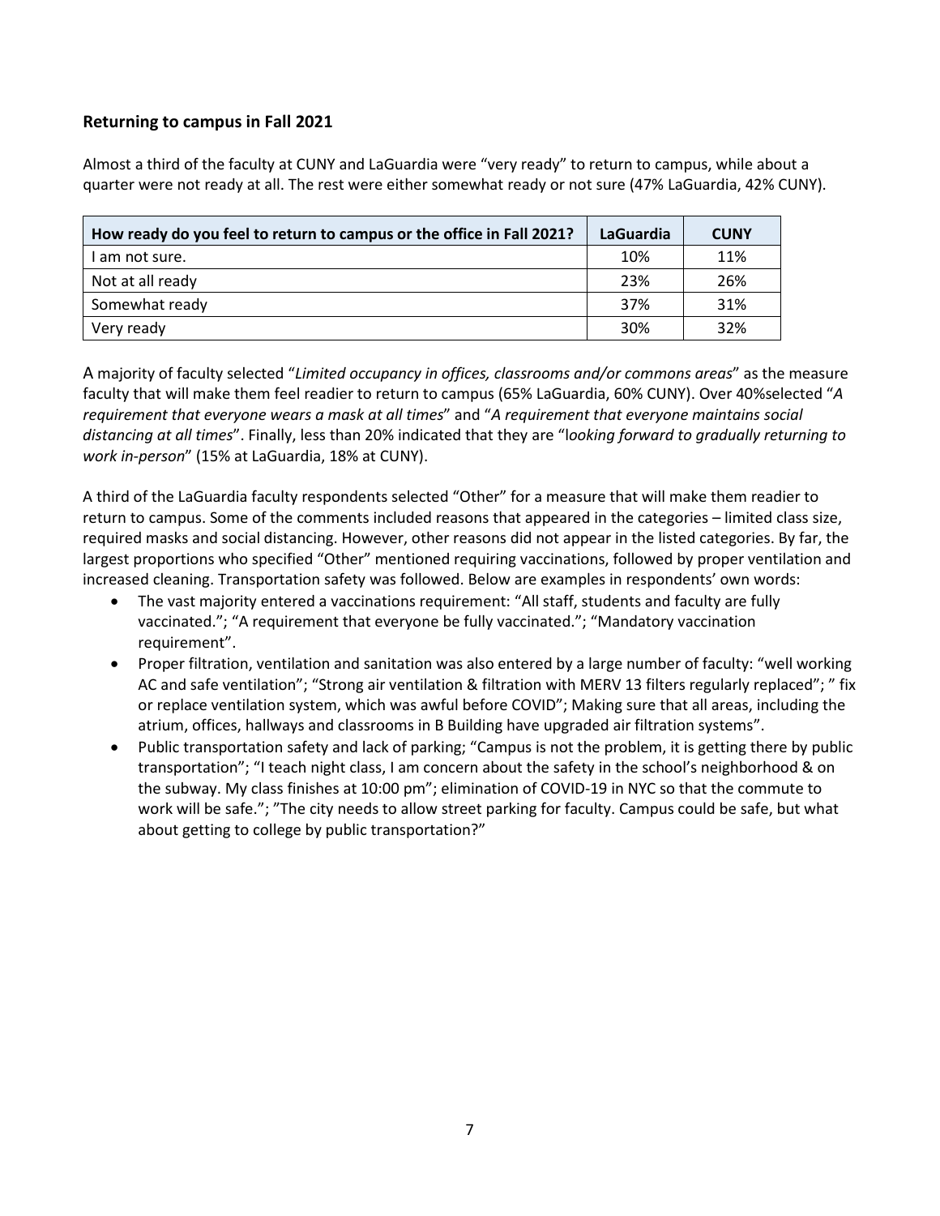### Returning to campus in Fall 2021

Almost a third of the faculty at CUNY and LaGuardia were "very ready" to return to campus, while about a quarter were not ready at all. The rest were either somewhat ready or not sure (47% LaGuardia, 42% CUNY).

| How ready do you feel to return to campus or the office in Fall 2021? | LaGuardia | CUNY |
|---|---|---|
| I am not sure. | 10% | 11% |
| Not at all ready | 23% | 26% |
| Somewhat ready | 37% | 31% |
| Very ready | 30% | 32% |

A majority of faculty selected "*Limited occupancy in offices, classrooms and/or commons areas*" as the measure faculty that will make them feel readier to return to campus (65% LaGuardia, 60% CUNY). Over 40%selected "*A requirement that everyone wears a mask at all times*" and "*A requirement that everyone maintains social distancing at all times*". Finally, less than 20% indicated that they are "*looking forward to gradually returning to work in-person*" (15% at LaGuardia, 18% at CUNY).

A third of the LaGuardia faculty respondents selected "Other" for a measure that will make them readier to return to campus. Some of the comments included reasons that appeared in the categories – limited class size, required masks and social distancing. However, other reasons did not appear in the listed categories. By far, the largest proportions who specified "Other" mentioned requiring vaccinations, followed by proper ventilation and increased cleaning. Transportation safety was followed. Below are examples in respondents' own words:

- The vast majority entered a vaccinations requirement: "All staff, students and faculty are fully vaccinated."; "A requirement that everyone be fully vaccinated."; "Mandatory vaccination requirement".
- Proper filtration, ventilation and sanitation was also entered by a large number of faculty: "well working AC and safe ventilation"; "Strong air ventilation & filtration with MERV 13 filters regularly replaced"; " fix or replace ventilation system, which was awful before COVID"; Making sure that all areas, including the atrium, offices, hallways and classrooms in B Building have upgraded air filtration systems".
- Public transportation safety and lack of parking; "Campus is not the problem, it is getting there by public transportation"; "I teach night class, I am concern about the safety in the school's neighborhood & on the subway. My class finishes at 10:00 pm"; elimination of COVID-19 in NYC so that the commute to work will be safe."; "The city needs to allow street parking for faculty. Campus could be safe, but what about getting to college by public transportation?"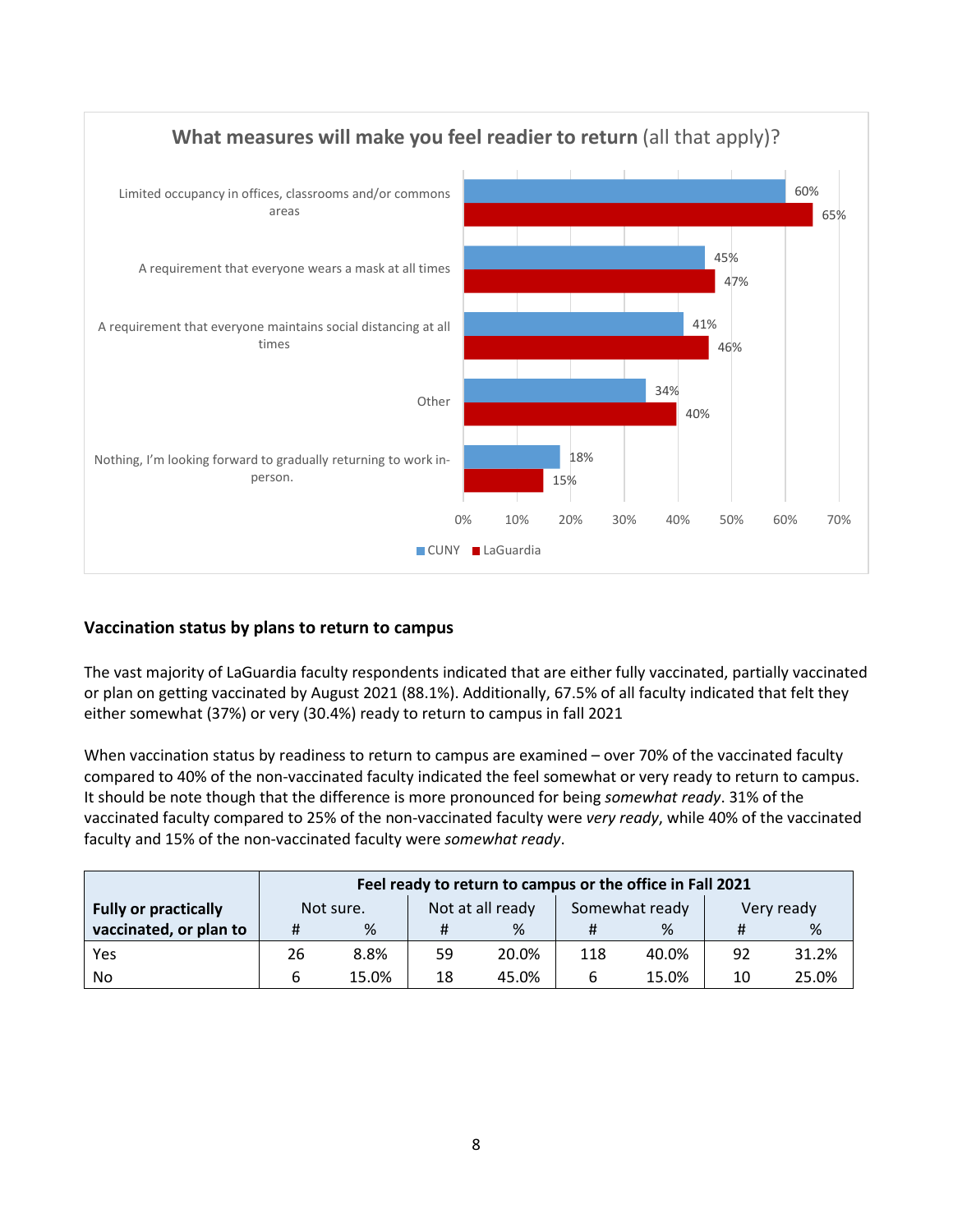**What measures will make you feel readier to return** (all that apply)?

| Measure | CUNY | LaGuardia |
|---|---|---|
| Limited occupancy in offices, classrooms and/or commons areas | 60% | 65% |
| A requirement that everyone wears a mask at all times | 45% | 47% |
| A requirement that everyone maintains social distancing at all times | 41% | 46% |
| Other | 34% | 40% |
| Nothing, I'm looking forward to gradually returning to work in-person. | 18% | 15% |

### Vaccination status by plans to return to campus

The vast majority of LaGuardia faculty respondents indicated that are either fully vaccinated, partially vaccinated or plan on getting vaccinated by August 2021 (88.1%). Additionally, 67.5% of all faculty indicated that felt they either somewhat (37%) or very (30.4%) ready to return to campus in fall 2021

When vaccination status by readiness to return to campus are examined – over 70% of the vaccinated faculty compared to 40% of the non-vaccinated faculty indicated the feel somewhat or very ready to return to campus. It should be note though that the difference is more pronounced for being *somewhat ready*. 31% of the vaccinated faculty compared to 25% of the non-vaccinated faculty were *very ready*, while 40% of the vaccinated faculty and 15% of the non-vaccinated faculty were *somewhat ready*.

| **Fully or practically vaccinated, or plan to** | **Feel ready to return to campus or the office in Fall 2021** | | | | | | | |
|---|---|---|---|---|---|---|---|---|
| | Not sure. | | Not at all ready | | Somewhat ready | | Very ready | |
| | # | % | # | % | # | % | # | % |
| Yes | 26 | 8.8% | 59 | 20.0% | 118 | 40.0% | 92 | 31.2% |
| No | 6 | 15.0% | 18 | 45.0% | 6 | 15.0% | 10 | 25.0% |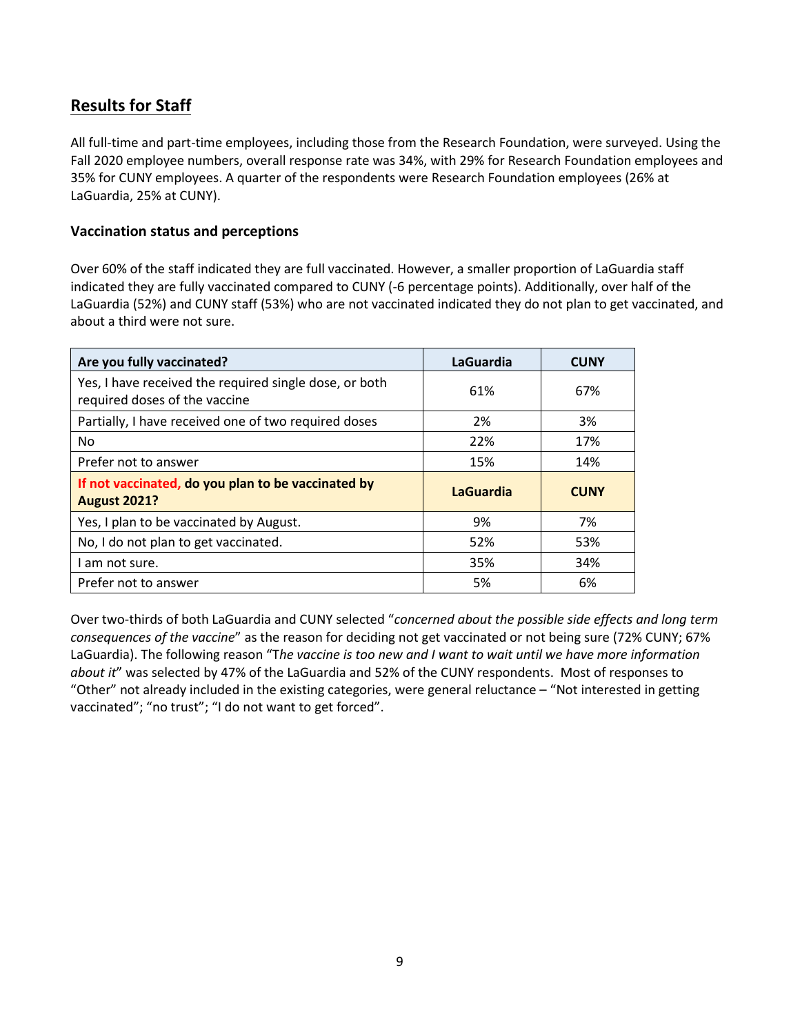## Results for Staff

All full-time and part-time employees, including those from the Research Foundation, were surveyed. Using the Fall 2020 employee numbers, overall response rate was 34%, with 29% for Research Foundation employees and 35% for CUNY employees. A quarter of the respondents were Research Foundation employees (26% at LaGuardia, 25% at CUNY).

### Vaccination status and perceptions

Over 60% of the staff indicated they are full vaccinated. However, a smaller proportion of LaGuardia staff indicated they are fully vaccinated compared to CUNY (-6 percentage points). Additionally, over half of the LaGuardia (52%) and CUNY staff (53%) who are not vaccinated indicated they do not plan to get vaccinated, and about a third were not sure.

| **Are you fully vaccinated?** | **LaGuardia** | **CUNY** |
|---|---|---|
| Yes, I have received the required single dose, or both required doses of the vaccine | 61% | 67% |
| Partially, I have received one of two required doses | 2% | 3% |
| No | 22% | 17% |
| Prefer not to answer | 15% | 14% |
| **If not vaccinated, do you plan to be vaccinated by August 2021?** | **LaGuardia** | **CUNY** |
| Yes, I plan to be vaccinated by August. | 9% | 7% |
| No, I do not plan to get vaccinated. | 52% | 53% |
| I am not sure. | 35% | 34% |
| Prefer not to answer | 5% | 6% |

Over two-thirds of both LaGuardia and CUNY selected "*concerned about the possible side effects and long term consequences of the vaccine*" as the reason for deciding not get vaccinated or not being sure (72% CUNY; 67% LaGuardia). The following reason "T*he vaccine is too new and I want to wait until we have more information about it*" was selected by 47% of the LaGuardia and 52% of the CUNY respondents. Most of responses to "Other" not already included in the existing categories, were general reluctance – "Not interested in getting vaccinated"; "no trust"; "I do not want to get forced".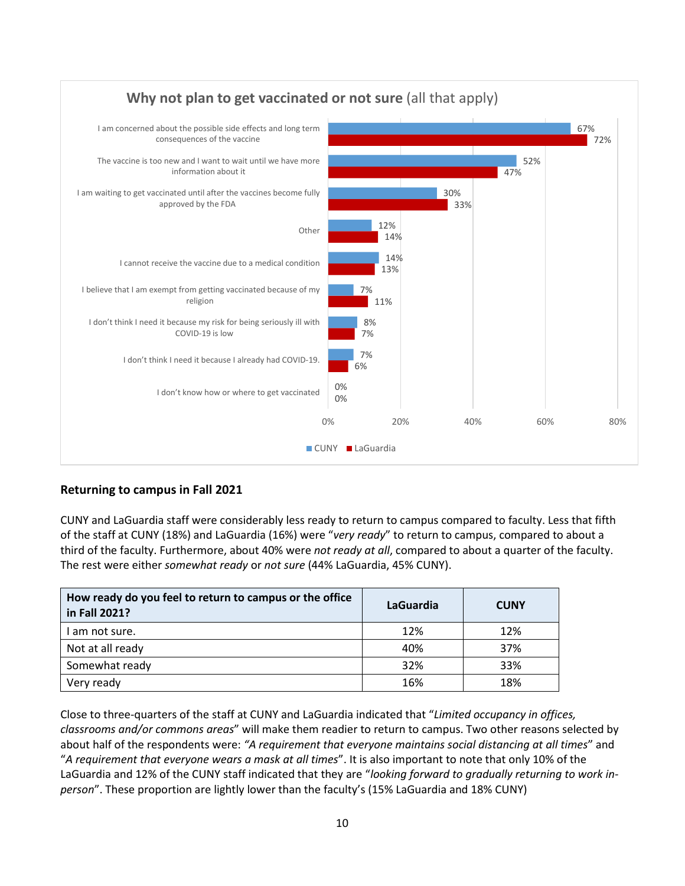**Why not plan to get vaccinated or not sure** (all that apply)

| Reason | CUNY | LaGuardia |
| --- | --- | --- |
| I am concerned about the possible side effects and long term consequences of the vaccine | 67% | 72% |
| The vaccine is too new and I want to wait until we have more information about it | 52% | 47% |
| I am waiting to get vaccinated until after the vaccines become fully approved by the FDA | 30% | 33% |
| Other | 12% | 14% |
| I cannot receive the vaccine due to a medical condition | 14% | 13% |
| I believe that I am exempt from getting vaccinated because of my religion | 7% | 11% |
| I don't think I need it because my risk for being seriously ill with COVID-19 is low | 8% | 7% |
| I don't think I need it because I already had COVID-19. | 7% | 6% |
| I don't know how or where to get vaccinated | 0% | 0% |

### Returning to campus in Fall 2021

CUNY and LaGuardia staff were considerably less ready to return to campus compared to faculty. Less that fifth of the staff at CUNY (18%) and LaGuardia (16%) were "*very ready*" to return to campus, compared to about a third of the faculty. Furthermore, about 40% were *not ready at all*, compared to about a quarter of the faculty. The rest were either *somewhat ready* or *not sure* (44% LaGuardia, 45% CUNY).

| How ready do you feel to return to campus or the office in Fall 2021? | LaGuardia | CUNY |
| --- | --- | --- |
| I am not sure. | 12% | 12% |
| Not at all ready | 40% | 37% |
| Somewhat ready | 32% | 33% |
| Very ready | 16% | 18% |

Close to three-quarters of the staff at CUNY and LaGuardia indicated that "*Limited occupancy in offices, classrooms and/or commons areas*" will make them readier to return to campus. Two other reasons selected by about half of the respondents were: *"A requirement that everyone maintains social distancing at all times*" and "*A requirement that everyone wears a mask at all times*". It is also important to note that only 10% of the LaGuardia and 12% of the CUNY staff indicated that they are "*looking forward to gradually returning to work in-person*". These proportion are lightly lower than the faculty's (15% LaGuardia and 18% CUNY)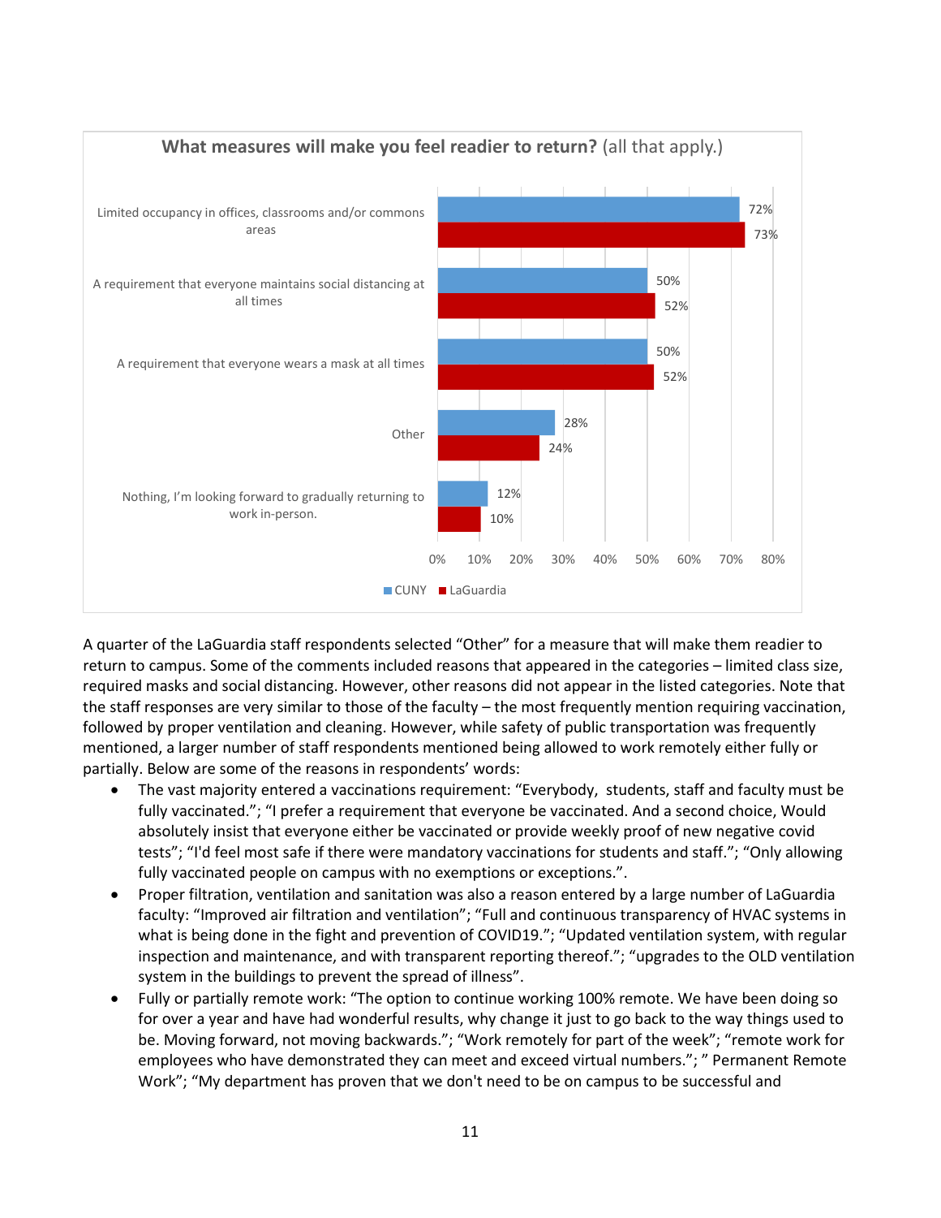**What measures will make you feel readier to return?** (all that apply.)

| Measure | CUNY | LaGuardia |
|---|---|---|
| Limited occupancy in offices, classrooms and/or commons areas | 72% | 73% |
| A requirement that everyone maintains social distancing at all times | 50% | 52% |
| A requirement that everyone wears a mask at all times | 50% | 52% |
| Other | 28% | 24% |
| Nothing, I'm looking forward to gradually returning to work in-person. | 12% | 10% |

A quarter of the LaGuardia staff respondents selected "Other" for a measure that will make them readier to return to campus. Some of the comments included reasons that appeared in the categories – limited class size, required masks and social distancing. However, other reasons did not appear in the listed categories. Note that the staff responses are very similar to those of the faculty – the most frequently mention requiring vaccination, followed by proper ventilation and cleaning. However, while safety of public transportation was frequently mentioned, a larger number of staff respondents mentioned being allowed to work remotely either fully or partially. Below are some of the reasons in respondents' words:

- The vast majority entered a vaccinations requirement: "Everybody, students, staff and faculty must be fully vaccinated."; "I prefer a requirement that everyone be vaccinated. And a second choice, Would absolutely insist that everyone either be vaccinated or provide weekly proof of new negative covid tests"; "I'd feel most safe if there were mandatory vaccinations for students and staff."; "Only allowing fully vaccinated people on campus with no exemptions or exceptions.".
- Proper filtration, ventilation and sanitation was also a reason entered by a large number of LaGuardia faculty: "Improved air filtration and ventilation"; "Full and continuous transparency of HVAC systems in what is being done in the fight and prevention of COVID19."; "Updated ventilation system, with regular inspection and maintenance, and with transparent reporting thereof."; "upgrades to the OLD ventilation system in the buildings to prevent the spread of illness".
- Fully or partially remote work: "The option to continue working 100% remote. We have been doing so for over a year and have had wonderful results, why change it just to go back to the way things used to be. Moving forward, not moving backwards."; "Work remotely for part of the week"; "remote work for employees who have demonstrated they can meet and exceed virtual numbers."; " Permanent Remote Work"; "My department has proven that we don't need to be on campus to be successful and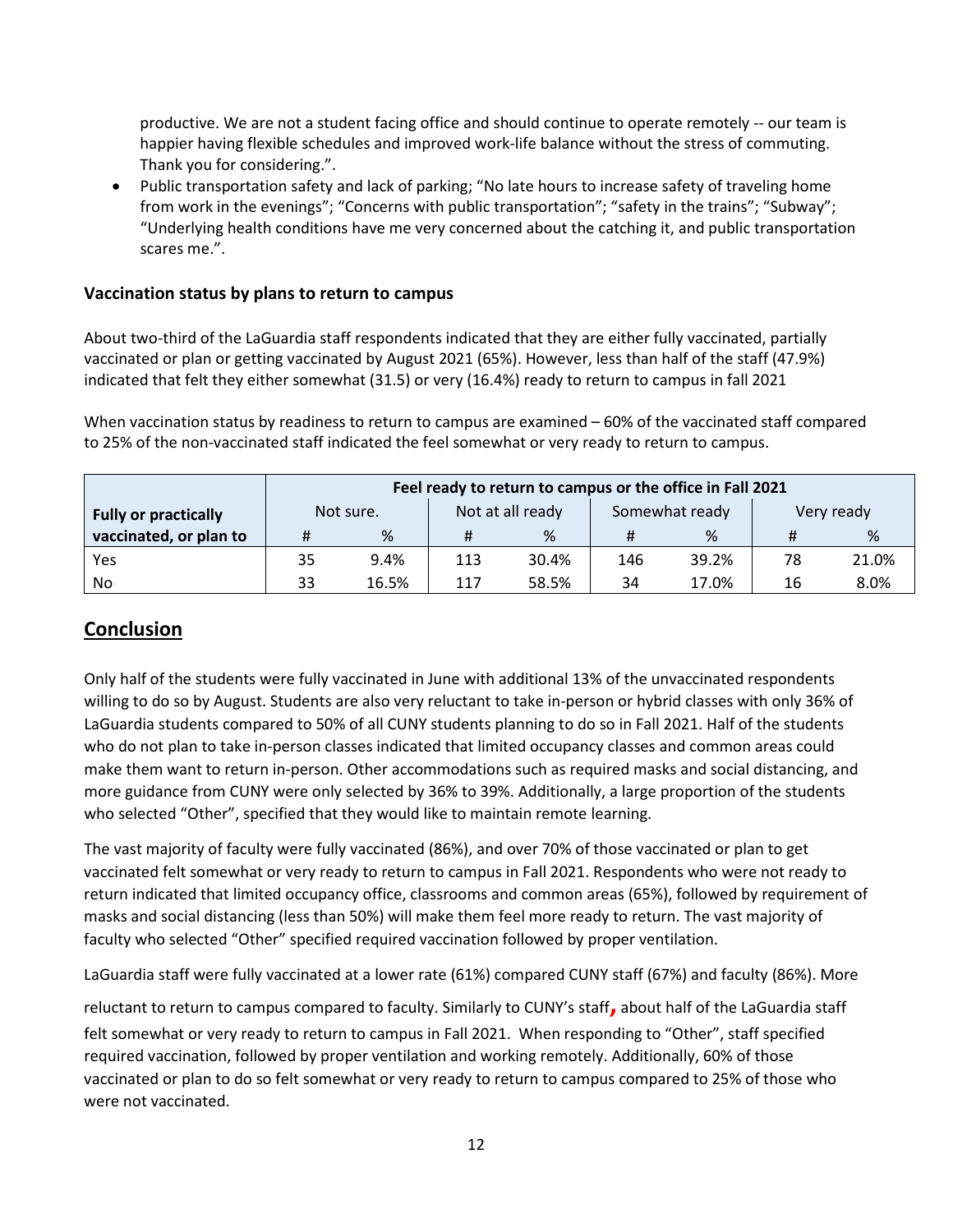productive. We are not a student facing office and should continue to operate remotely -- our team is happier having flexible schedules and improved work-life balance without the stress of commuting. Thank you for considering.".

- Public transportation safety and lack of parking; "No late hours to increase safety of traveling home from work in the evenings"; "Concerns with public transportation"; "safety in the trains"; "Subway"; "Underlying health conditions have me very concerned about the catching it, and public transportation scares me.".

### Vaccination status by plans to return to campus

About two-third of the LaGuardia staff respondents indicated that they are either fully vaccinated, partially vaccinated or plan or getting vaccinated by August 2021 (65%). However, less than half of the staff (47.9%) indicated that felt they either somewhat (31.5) or very (16.4%) ready to return to campus in fall 2021

When vaccination status by readiness to return to campus are examined – 60% of the vaccinated staff compared to 25% of the non-vaccinated staff indicated the feel somewhat or very ready to return to campus.

| | Feel ready to return to campus or the office in Fall 2021 | | | | | | | |
|---|---|---|---|---|---|---|---|---|
| **Fully or practically vaccinated, or plan to** | Not sure. | | Not at all ready | | Somewhat ready | | Very ready | |
| | # | % | # | % | # | % | # | % |
| Yes | 35 | 9.4% | 113 | 30.4% | 146 | 39.2% | 78 | 21.0% |
| No | 33 | 16.5% | 117 | 58.5% | 34 | 17.0% | 16 | 8.0% |

## Conclusion

Only half of the students were fully vaccinated in June with additional 13% of the unvaccinated respondents willing to do so by August. Students are also very reluctant to take in-person or hybrid classes with only 36% of LaGuardia students compared to 50% of all CUNY students planning to do so in Fall 2021. Half of the students who do not plan to take in-person classes indicated that limited occupancy classes and common areas could make them want to return in-person. Other accommodations such as required masks and social distancing, and more guidance from CUNY were only selected by 36% to 39%. Additionally, a large proportion of the students who selected "Other", specified that they would like to maintain remote learning.

The vast majority of faculty were fully vaccinated (86%), and over 70% of those vaccinated or plan to get vaccinated felt somewhat or very ready to return to campus in Fall 2021. Respondents who were not ready to return indicated that limited occupancy office, classrooms and common areas (65%), followed by requirement of masks and social distancing (less than 50%) will make them feel more ready to return. The vast majority of faculty who selected "Other" specified required vaccination followed by proper ventilation.

LaGuardia staff were fully vaccinated at a lower rate (61%) compared CUNY staff (67%) and faculty (86%). More reluctant to return to campus compared to faculty. Similarly to CUNY's staff, about half of the LaGuardia staff felt somewhat or very ready to return to campus in Fall 2021. When responding to "Other", staff specified required vaccination, followed by proper ventilation and working remotely. Additionally, 60% of those vaccinated or plan to do so felt somewhat or very ready to return to campus compared to 25% of those who were not vaccinated.